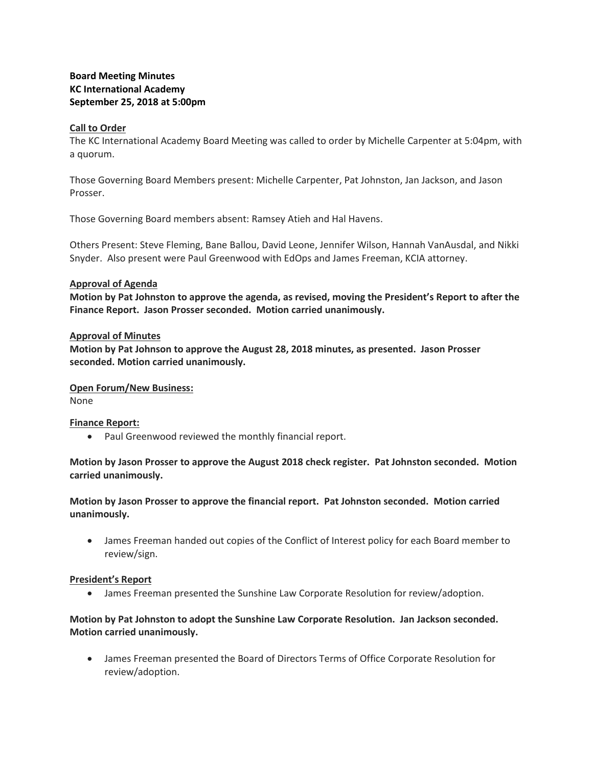**Board Meeting Minutes**
**KC International Academy**
**September 25, 2018 at 5:00pm**

**Call to Order**

The KC International Academy Board Meeting was called to order by Michelle Carpenter at 5:04pm, with a quorum.

Those Governing Board Members present: Michelle Carpenter, Pat Johnston, Jan Jackson, and Jason Prosser.

Those Governing Board members absent: Ramsey Atieh and Hal Havens.

Others Present: Steve Fleming, Bane Ballou, David Leone, Jennifer Wilson, Hannah VanAusdal, and Nikki Snyder. Also present were Paul Greenwood with EdOps and James Freeman, KCIA attorney.

**Approval of Agenda**

**Motion by Pat Johnston to approve the agenda, as revised, moving the President's Report to after the Finance Report. Jason Prosser seconded. Motion carried unanimously.**

**Approval of Minutes**

**Motion by Pat Johnson to approve the August 28, 2018 minutes, as presented. Jason Prosser seconded. Motion carried unanimously.**

**Open Forum/New Business:**

None

**Finance Report:**

- Paul Greenwood reviewed the monthly financial report.

**Motion by Jason Prosser to approve the August 2018 check register. Pat Johnston seconded. Motion carried unanimously.**

**Motion by Jason Prosser to approve the financial report. Pat Johnston seconded. Motion carried unanimously.**

- James Freeman handed out copies of the Conflict of Interest policy for each Board member to review/sign.

**President's Report**

- James Freeman presented the Sunshine Law Corporate Resolution for review/adoption.

**Motion by Pat Johnston to adopt the Sunshine Law Corporate Resolution. Jan Jackson seconded. Motion carried unanimously.**

- James Freeman presented the Board of Directors Terms of Office Corporate Resolution for review/adoption.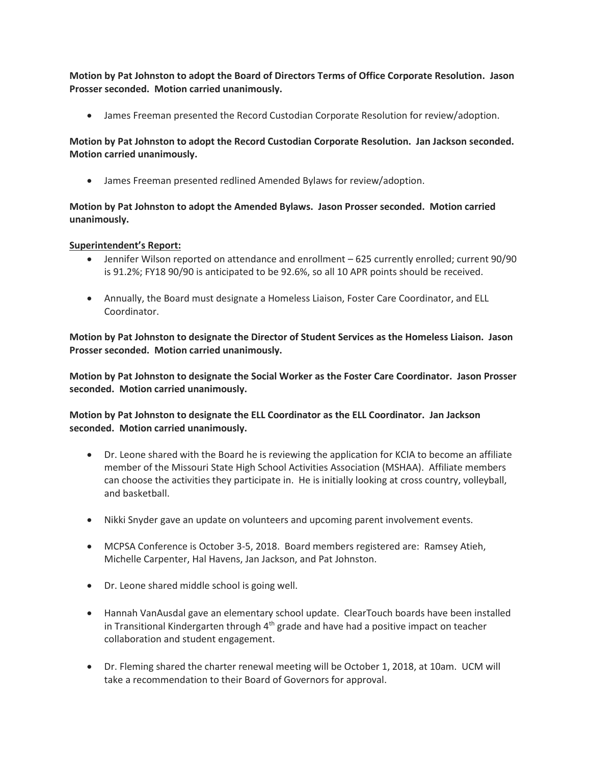**Motion by Pat Johnston to adopt the Board of Directors Terms of Office Corporate Resolution. Jason Prosser seconded. Motion carried unanimously.**

- James Freeman presented the Record Custodian Corporate Resolution for review/adoption.

**Motion by Pat Johnston to adopt the Record Custodian Corporate Resolution. Jan Jackson seconded. Motion carried unanimously.**

- James Freeman presented redlined Amended Bylaws for review/adoption.

**Motion by Pat Johnston to adopt the Amended Bylaws. Jason Prosser seconded. Motion carried unanimously.**

**Superintendent's Report:**

- Jennifer Wilson reported on attendance and enrollment – 625 currently enrolled; current 90/90 is 91.2%; FY18 90/90 is anticipated to be 92.6%, so all 10 APR points should be received.

- Annually, the Board must designate a Homeless Liaison, Foster Care Coordinator, and ELL Coordinator.

**Motion by Pat Johnston to designate the Director of Student Services as the Homeless Liaison. Jason Prosser seconded. Motion carried unanimously.**

**Motion by Pat Johnston to designate the Social Worker as the Foster Care Coordinator. Jason Prosser seconded. Motion carried unanimously.**

**Motion by Pat Johnston to designate the ELL Coordinator as the ELL Coordinator. Jan Jackson seconded. Motion carried unanimously.**

- Dr. Leone shared with the Board he is reviewing the application for KCIA to become an affiliate member of the Missouri State High School Activities Association (MSHAA). Affiliate members can choose the activities they participate in. He is initially looking at cross country, volleyball, and basketball.

- Nikki Snyder gave an update on volunteers and upcoming parent involvement events.

- MCPSA Conference is October 3-5, 2018. Board members registered are: Ramsey Atieh, Michelle Carpenter, Hal Havens, Jan Jackson, and Pat Johnston.

- Dr. Leone shared middle school is going well.

- Hannah VanAusdal gave an elementary school update. ClearTouch boards have been installed in Transitional Kindergarten through 4th grade and have had a positive impact on teacher collaboration and student engagement.

- Dr. Fleming shared the charter renewal meeting will be October 1, 2018, at 10am. UCM will take a recommendation to their Board of Governors for approval.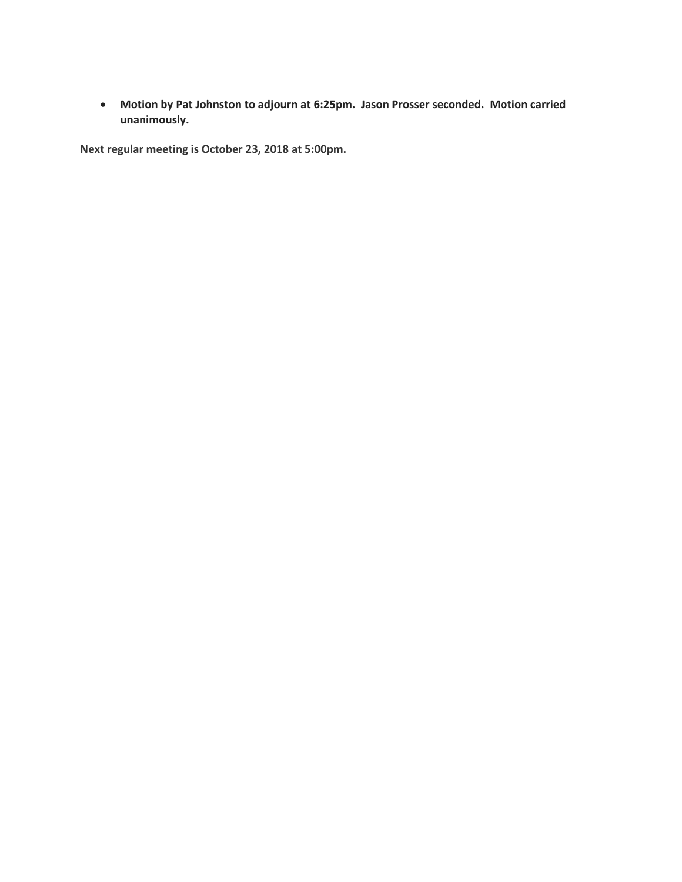- **Motion by Pat Johnston to adjourn at 6:25pm. Jason Prosser seconded. Motion carried unanimously.**

**Next regular meeting is October 23, 2018 at 5:00pm.**